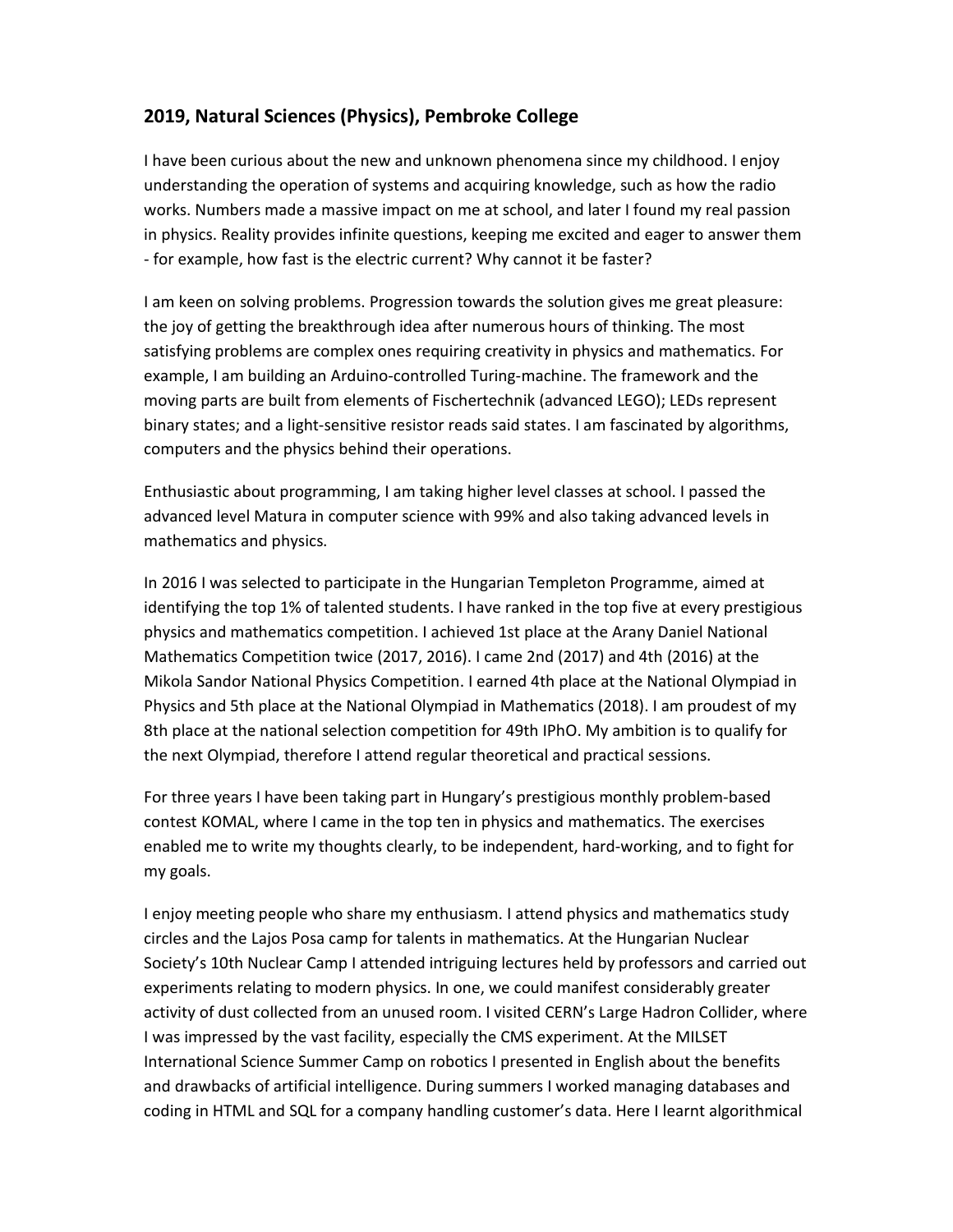## 2019, Natural Sciences (Physics), Pembroke College

I have been curious about the new and unknown phenomena since my childhood. I enjoy understanding the operation of systems and acquiring knowledge, such as how the radio works. Numbers made a massive impact on me at school, and later I found my real passion in physics. Reality provides infinite questions, keeping me excited and eager to answer them - for example, how fast is the electric current? Why cannot it be faster?

I am keen on solving problems. Progression towards the solution gives me great pleasure: the joy of getting the breakthrough idea after numerous hours of thinking. The most satisfying problems are complex ones requiring creativity in physics and mathematics. For example, I am building an Arduino-controlled Turing-machine. The framework and the moving parts are built from elements of Fischertechnik (advanced LEGO); LEDs represent binary states; and a light-sensitive resistor reads said states. I am fascinated by algorithms, computers and the physics behind their operations.

Enthusiastic about programming, I am taking higher level classes at school. I passed the advanced level Matura in computer science with 99% and also taking advanced levels in mathematics and physics.

In 2016 I was selected to participate in the Hungarian Templeton Programme, aimed at identifying the top 1% of talented students. I have ranked in the top five at every prestigious physics and mathematics competition. I achieved 1st place at the Arany Daniel National Mathematics Competition twice (2017, 2016). I came 2nd (2017) and 4th (2016) at the Mikola Sandor National Physics Competition. I earned 4th place at the National Olympiad in Physics and 5th place at the National Olympiad in Mathematics (2018). I am proudest of my 8th place at the national selection competition for 49th IPhO. My ambition is to qualify for the next Olympiad, therefore I attend regular theoretical and practical sessions.

For three years I have been taking part in Hungary's prestigious monthly problem-based contest KOMAL, where I came in the top ten in physics and mathematics. The exercises enabled me to write my thoughts clearly, to be independent, hard-working, and to fight for my goals.

I enjoy meeting people who share my enthusiasm. I attend physics and mathematics study circles and the Lajos Posa camp for talents in mathematics. At the Hungarian Nuclear Society's 10th Nuclear Camp I attended intriguing lectures held by professors and carried out experiments relating to modern physics. In one, we could manifest considerably greater activity of dust collected from an unused room. I visited CERN's Large Hadron Collider, where I was impressed by the vast facility, especially the CMS experiment. At the MILSET International Science Summer Camp on robotics I presented in English about the benefits and drawbacks of artificial intelligence. During summers I worked managing databases and coding in HTML and SQL for a company handling customer's data. Here I learnt algorithmical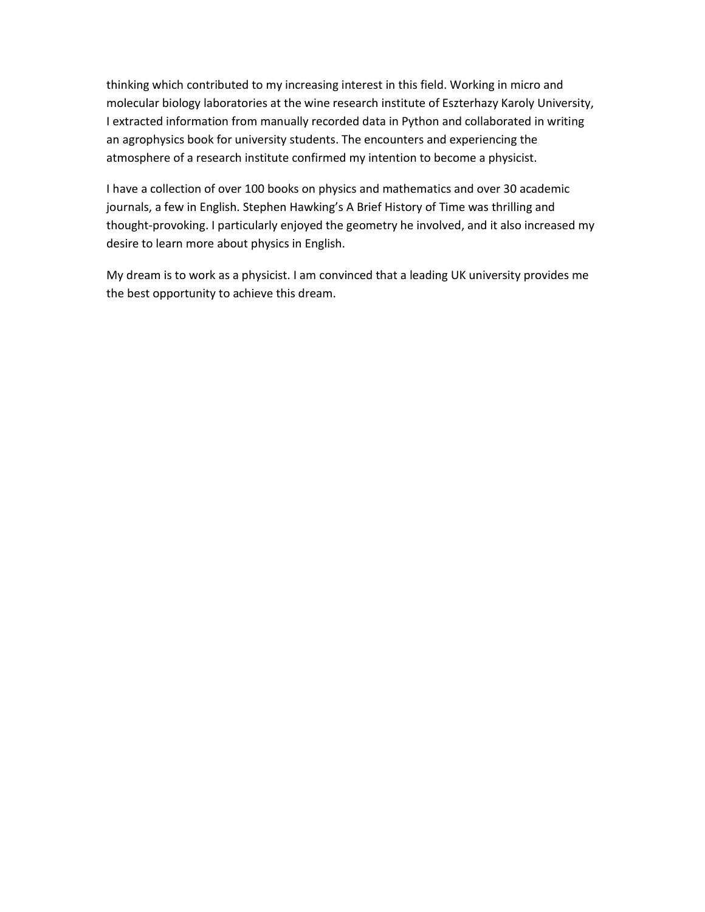thinking which contributed to my increasing interest in this field. Working in micro and molecular biology laboratories at the wine research institute of Eszterhazy Karoly University, I extracted information from manually recorded data in Python and collaborated in writing an agrophysics book for university students. The encounters and experiencing the atmosphere of a research institute confirmed my intention to become a physicist.

I have a collection of over 100 books on physics and mathematics and over 30 academic journals, a few in English. Stephen Hawking's A Brief History of Time was thrilling and thought-provoking. I particularly enjoyed the geometry he involved, and it also increased my desire to learn more about physics in English.

My dream is to work as a physicist. I am convinced that a leading UK university provides me the best opportunity to achieve this dream.